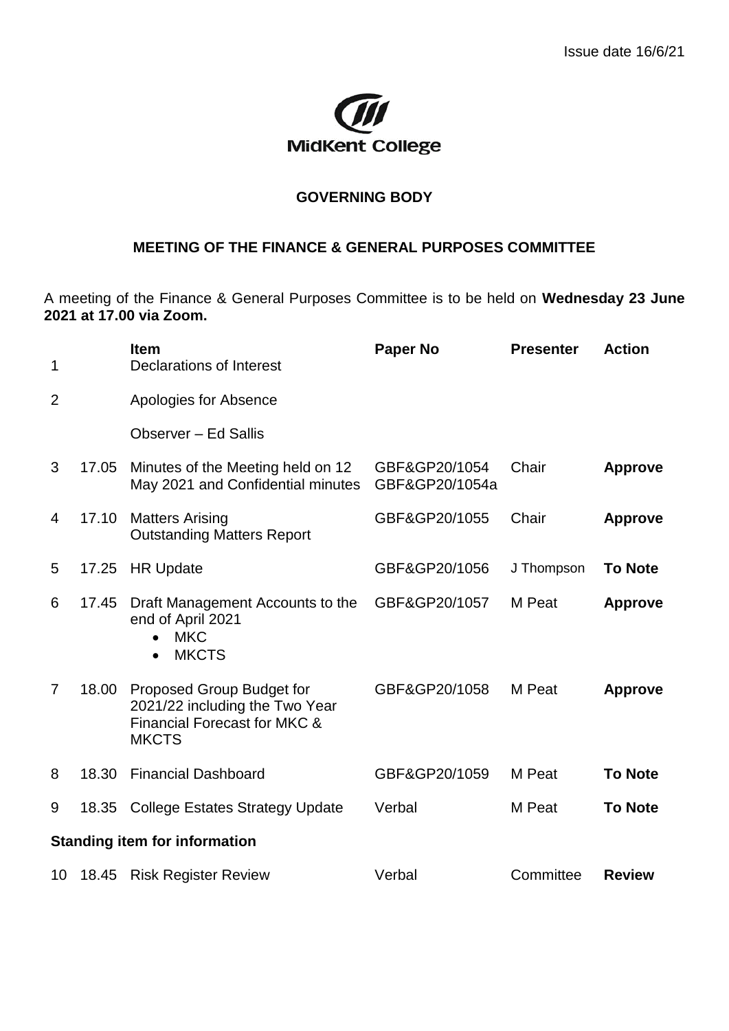Issue date 16/6/21

MidKent College

**GOVERNING BODY**

**MEETING OF THE FINANCE & GENERAL PURPOSES COMMITTEE**

A meeting of the Finance & General Purposes Committee is to be held on **Wednesday 23 June 2021 at 17.00 via Zoom.**

| | | **Item** | **Paper No** | **Presenter** | **Action** |
|---|---|---|---|---|---|
| 1 | | Declarations of Interest | | | |
| 2 | | Apologies for Absence<br><br>Observer – Ed Sallis | | | |
| 3 | 17.05 | Minutes of the Meeting held on 12 May 2021 and Confidential minutes | GBF&GP20/1054<br>GBF&GP20/1054a | Chair | **Approve** |
| 4 | 17.10 | Matters Arising<br>Outstanding Matters Report | GBF&GP20/1055 | Chair | **Approve** |
| 5 | 17.25 | HR Update | GBF&GP20/1056 | J Thompson | **To Note** |
| 6 | 17.45 | Draft Management Accounts to the end of April 2021<br>• MKC<br>• MKCTS | GBF&GP20/1057 | M Peat | **Approve** |
| 7 | 18.00 | Proposed Group Budget for 2021/22 including the Two Year Financial Forecast for MKC & MKCTS | GBF&GP20/1058 | M Peat | **Approve** |
| 8 | 18.30 | Financial Dashboard | GBF&GP20/1059 | M Peat | **To Note** |
| 9 | 18.35 | College Estates Strategy Update | Verbal | M Peat | **To Note** |
| **Standing item for information** | | | | | |
| 10 | 18.45 | Risk Register Review | Verbal | Committee | **Review** |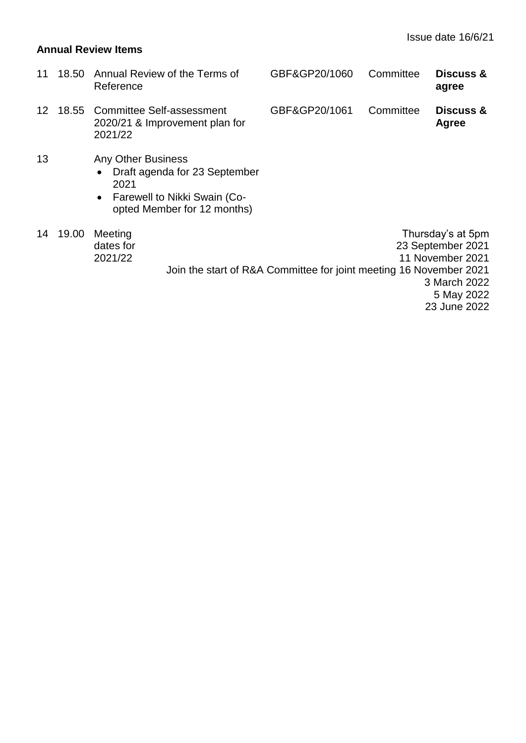Issue date 16/6/21

**Annual Review Items**

| | | | | | |
|---|---|---|---|---|---|
| 11 | 18.50 | Annual Review of the Terms of Reference | GBF&GP20/1060 | Committee | **Discuss & agree** |
| 12 | 18.55 | Committee Self-assessment 2020/21 & Improvement plan for 2021/22 | GBF&GP20/1061 | Committee | **Discuss & Agree** |
| 13 | | Any Other Business<br>• Draft agenda for 23 September 2021<br>• Farewell to Nikki Swain (Co-opted Member for 12 months) | | | |
| 14 | 19.00 | Meeting dates for 2021/22 | | | |

Thursday's at 5pm
23 September 2021
11 November 2021
Join the start of R&A Committee for joint meeting 16 November 2021
3 March 2022
5 May 2022
23 June 2022